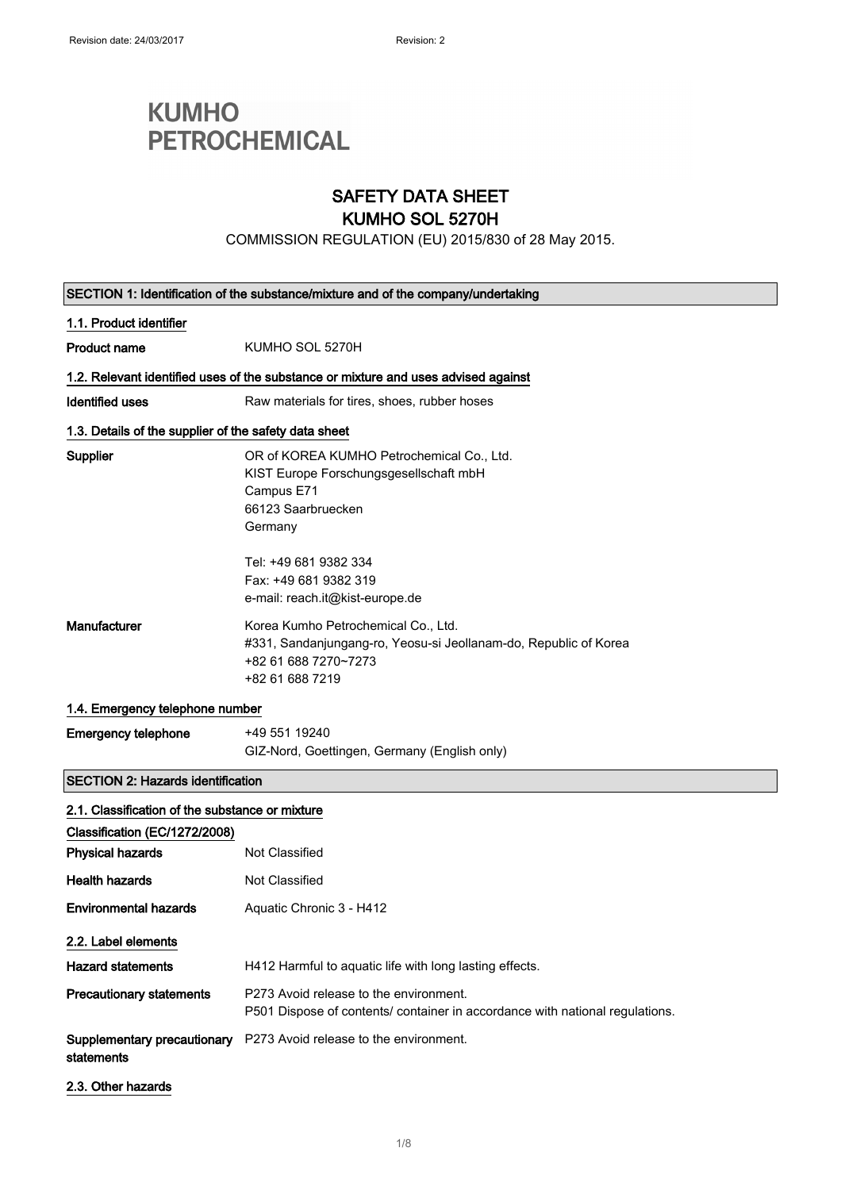Revision date: 24/03/2017 Revision: 2

**KUMHO PETROCHEMICAL**

# SAFETY DATA SHEET
# KUMHO SOL 5270H

COMMISSION REGULATION (EU) 2015/830 of 28 May 2015.

## SECTION 1: Identification of the substance/mixture and of the company/undertaking

### 1.1. Product identifier

**Product name** KUMHO SOL 5270H

### 1.2. Relevant identified uses of the substance or mixture and uses advised against

**Identified uses** Raw materials for tires, shoes, rubber hoses

### 1.3. Details of the supplier of the safety data sheet

**Supplier**
OR of KOREA KUMHO Petrochemical Co., Ltd.
KIST Europe Forschungsgesellschaft mbH
Campus E71
66123 Saarbruecken
Germany

Tel: +49 681 9382 334
Fax: +49 681 9382 319
e-mail: reach.it@kist-europe.de

**Manufacturer**
Korea Kumho Petrochemical Co., Ltd.
#331, Sandanjungang-ro, Yeosu-si Jeollanam-do, Republic of Korea
+82 61 688 7270~7273
+82 61 688 7219

### 1.4. Emergency telephone number

**Emergency telephone** +49 551 19240
GIZ-Nord, Goettingen, Germany (English only)

## SECTION 2: Hazards identification

### 2.1. Classification of the substance or mixture

**Classification (EC/1272/2008)**

**Physical hazards** Not Classified

**Health hazards** Not Classified

**Environmental hazards** Aquatic Chronic 3 - H412

### 2.2. Label elements

**Hazard statements** H412 Harmful to aquatic life with long lasting effects.

**Precautionary statements**
P273 Avoid release to the environment.
P501 Dispose of contents/ container in accordance with national regulations.

**Supplementary precautionary statements** P273 Avoid release to the environment.

### 2.3. Other hazards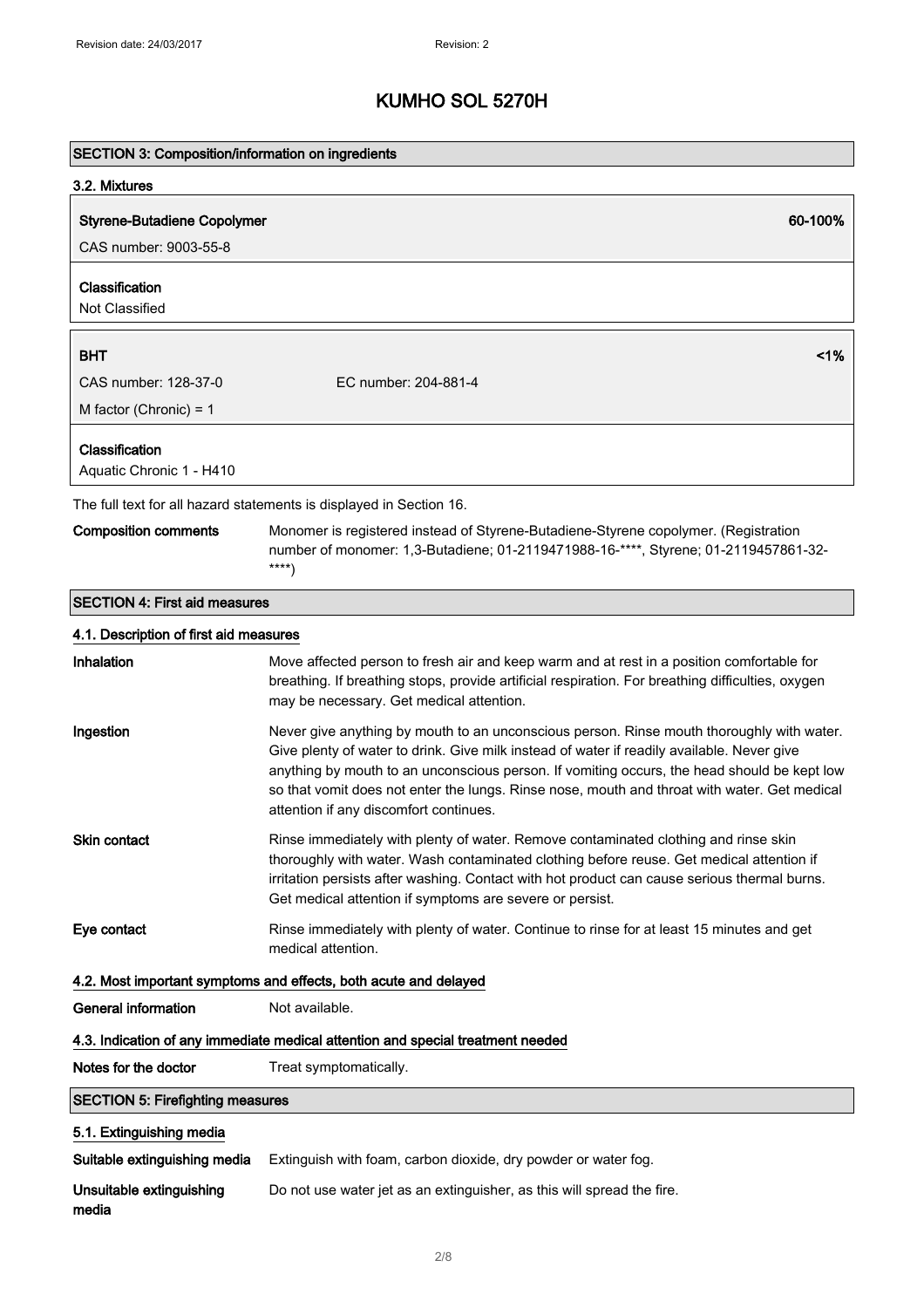# KUMHO SOL 5270H

## SECTION 3: Composition/information on ingredients

### 3.2. Mixtures

**Styrene-Butadiene Copolymer** **60-100%**

CAS number: 9003-55-8

**Classification**

Not Classified

**BHT** **<1%**

CAS number: 128-37-0 EC number: 204-881-4

M factor (Chronic) = 1

**Classification**

Aquatic Chronic 1 - H410

The full text for all hazard statements is displayed in Section 16.

**Composition comments** Monomer is registered instead of Styrene-Butadiene-Styrene copolymer. (Registration number of monomer: 1,3-Butadiene; 01-2119471988-16-****, Styrene; 01-2119457861-32-****)

## SECTION 4: First aid measures

### 4.1. Description of first aid measures

**Inhalation** Move affected person to fresh air and keep warm and at rest in a position comfortable for breathing. If breathing stops, provide artificial respiration. For breathing difficulties, oxygen may be necessary. Get medical attention.

**Ingestion** Never give anything by mouth to an unconscious person. Rinse mouth thoroughly with water. Give plenty of water to drink. Give milk instead of water if readily available. Never give anything by mouth to an unconscious person. If vomiting occurs, the head should be kept low so that vomit does not enter the lungs. Rinse nose, mouth and throat with water. Get medical attention if any discomfort continues.

**Skin contact** Rinse immediately with plenty of water. Remove contaminated clothing and rinse skin thoroughly with water. Wash contaminated clothing before reuse. Get medical attention if irritation persists after washing. Contact with hot product can cause serious thermal burns. Get medical attention if symptoms are severe or persist.

**Eye contact** Rinse immediately with plenty of water. Continue to rinse for at least 15 minutes and get medical attention.

### 4.2. Most important symptoms and effects, both acute and delayed

**General information** Not available.

### 4.3. Indication of any immediate medical attention and special treatment needed

**Notes for the doctor** Treat symptomatically.

## SECTION 5: Firefighting measures

### 5.1. Extinguishing media

**Suitable extinguishing media** Extinguish with foam, carbon dioxide, dry powder or water fog.

**Unsuitable extinguishing media** Do not use water jet as an extinguisher, as this will spread the fire.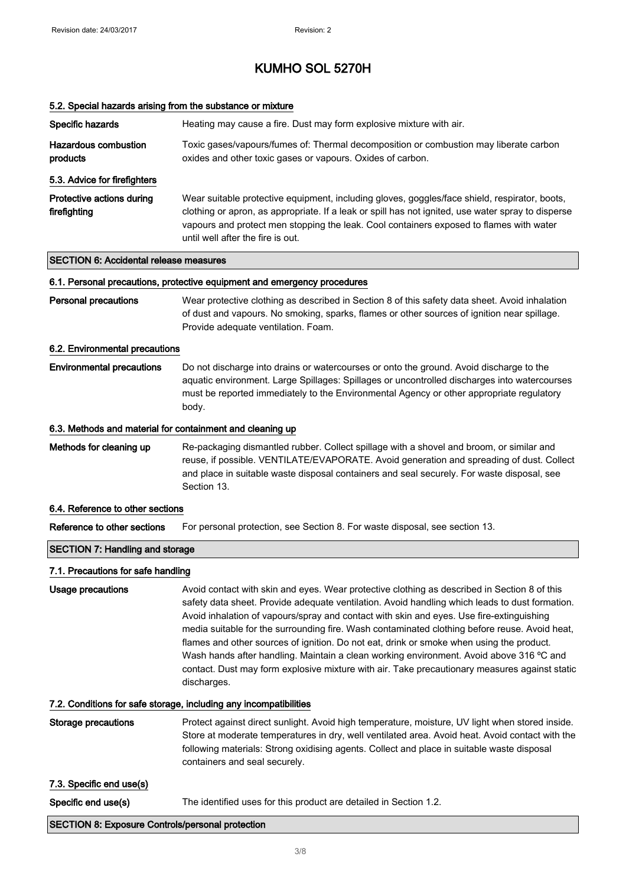#### 5.2. Special hazards arising from the substance or mixture

**Specific hazards** Heating may cause a fire. Dust may form explosive mixture with air.

**Hazardous combustion products** Toxic gases/vapours/fumes of: Thermal decomposition or combustion may liberate carbon oxides and other toxic gases or vapours. Oxides of carbon.

#### 5.3. Advice for firefighters

**Protective actions during firefighting** Wear suitable protective equipment, including gloves, goggles/face shield, respirator, boots, clothing or apron, as appropriate. If a leak or spill has not ignited, use water spray to disperse vapours and protect men stopping the leak. Cool containers exposed to flames with water until well after the fire is out.

## SECTION 6: Accidental release measures

#### 6.1. Personal precautions, protective equipment and emergency procedures

**Personal precautions** Wear protective clothing as described in Section 8 of this safety data sheet. Avoid inhalation of dust and vapours. No smoking, sparks, flames or other sources of ignition near spillage. Provide adequate ventilation. Foam.

#### 6.2. Environmental precautions

**Environmental precautions** Do not discharge into drains or watercourses or onto the ground. Avoid discharge to the aquatic environment. Large Spillages: Spillages or uncontrolled discharges into watercourses must be reported immediately to the Environmental Agency or other appropriate regulatory body.

#### 6.3. Methods and material for containment and cleaning up

**Methods for cleaning up** Re-packaging dismantled rubber. Collect spillage with a shovel and broom, or similar and reuse, if possible. VENTILATE/EVAPORATE. Avoid generation and spreading of dust. Collect and place in suitable waste disposal containers and seal securely. For waste disposal, see Section 13.

#### 6.4. Reference to other sections

**Reference to other sections** For personal protection, see Section 8. For waste disposal, see section 13.

## SECTION 7: Handling and storage

#### 7.1. Precautions for safe handling

**Usage precautions** Avoid contact with skin and eyes. Wear protective clothing as described in Section 8 of this safety data sheet. Provide adequate ventilation. Avoid handling which leads to dust formation. Avoid inhalation of vapours/spray and contact with skin and eyes. Use fire-extinguishing media suitable for the surrounding fire. Wash contaminated clothing before reuse. Avoid heat, flames and other sources of ignition. Do not eat, drink or smoke when using the product. Wash hands after handling. Maintain a clean working environment. Avoid above 316 ºC and contact. Dust may form explosive mixture with air. Take precautionary measures against static discharges.

#### 7.2. Conditions for safe storage, including any incompatibilities

**Storage precautions** Protect against direct sunlight. Avoid high temperature, moisture, UV light when stored inside. Store at moderate temperatures in dry, well ventilated area. Avoid heat. Avoid contact with the following materials: Strong oxidising agents. Collect and place in suitable waste disposal containers and seal securely.

#### 7.3. Specific end use(s)

**Specific end use(s)** The identified uses for this product are detailed in Section 1.2.

## SECTION 8: Exposure Controls/personal protection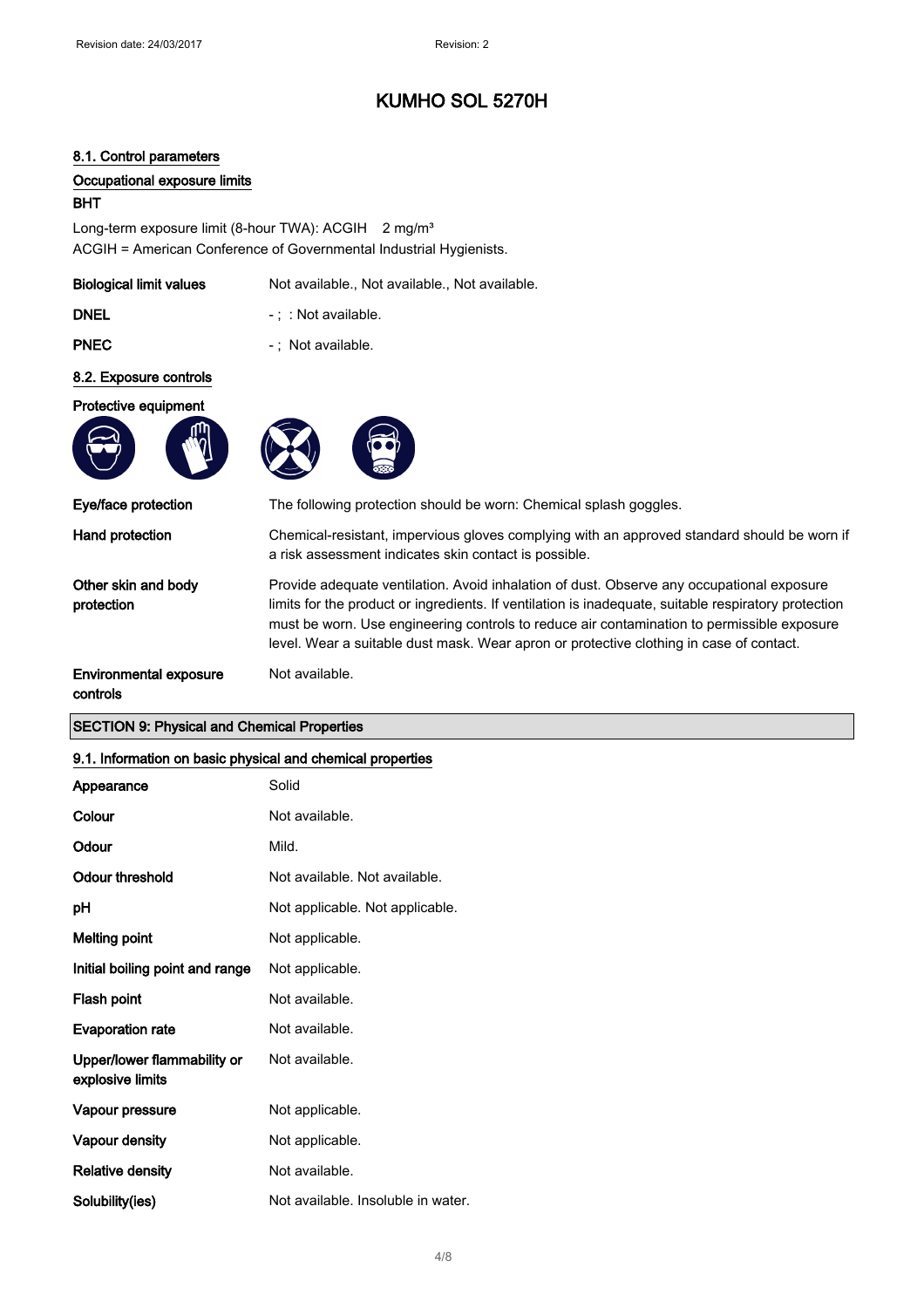### 8.1. Control parameters

#### Occupational exposure limits

**BHT**

Long-term exposure limit (8-hour TWA): ACGIH 2 mg/m³
ACGIH = American Conference of Governmental Industrial Hygienists.

| | |
|---|---|
| **Biological limit values** | Not available., Not available., Not available. |
| **DNEL** | - ; : Not available. |
| **PNEC** | - ; Not available. |

### 8.2. Exposure controls

#### Protective equipment

| | |
|---|---|
| **Eye/face protection** | The following protection should be worn: Chemical splash goggles. |
| **Hand protection** | Chemical-resistant, impervious gloves complying with an approved standard should be worn if a risk assessment indicates skin contact is possible. |
| **Other skin and body protection** | Provide adequate ventilation. Avoid inhalation of dust. Observe any occupational exposure limits for the product or ingredients. If ventilation is inadequate, suitable respiratory protection must be worn. Use engineering controls to reduce air contamination to permissible exposure level. Wear a suitable dust mask. Wear apron or protective clothing in case of contact. |
| **Environmental exposure controls** | Not available. |

## SECTION 9: Physical and Chemical Properties

### 9.1. Information on basic physical and chemical properties

| | |
|---|---|
| **Appearance** | Solid |
| **Colour** | Not available. |
| **Odour** | Mild. |
| **Odour threshold** | Not available. Not available. |
| **pH** | Not applicable. Not applicable. |
| **Melting point** | Not applicable. |
| **Initial boiling point and range** | Not applicable. |
| **Flash point** | Not available. |
| **Evaporation rate** | Not available. |
| **Upper/lower flammability or explosive limits** | Not available. |
| **Vapour pressure** | Not applicable. |
| **Vapour density** | Not applicable. |
| **Relative density** | Not available. |
| **Solubility(ies)** | Not available. Insoluble in water. |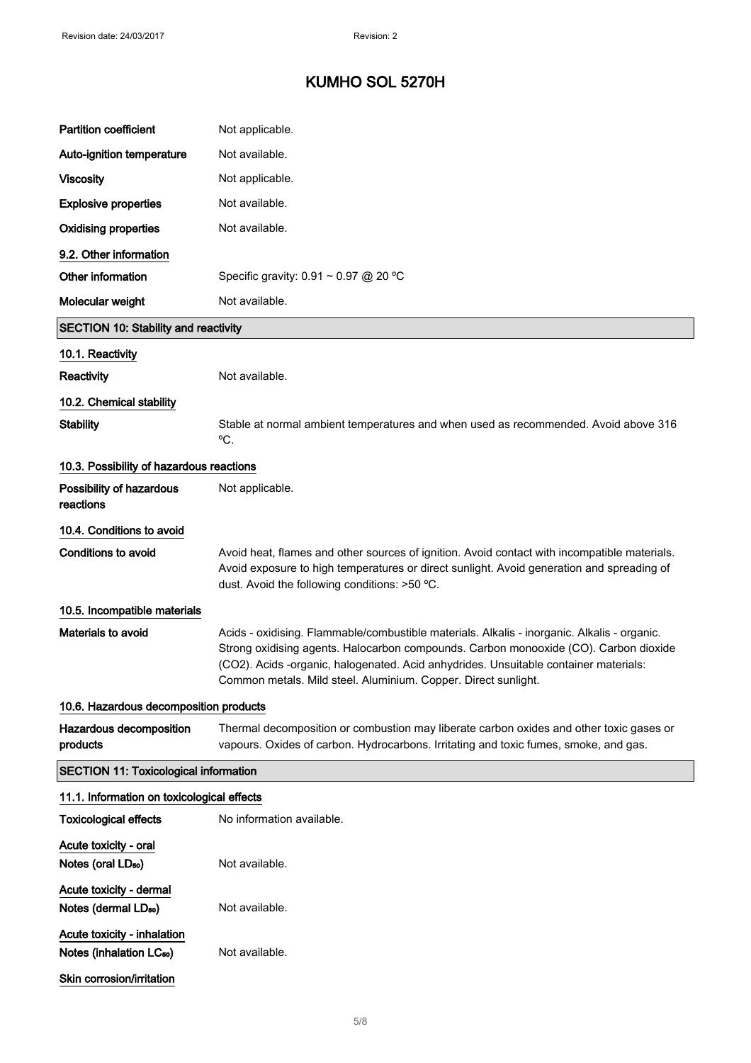# KUMHO SOL 5270H

| | |
|---|---|
| **Partition coefficient** | Not applicable. |
| **Auto-ignition temperature** | Not available. |
| **Viscosity** | Not applicable. |
| **Explosive properties** | Not available. |
| **Oxidising properties** | Not available. |

### 9.2. Other information

| | |
|---|---|
| **Other information** | Specific gravity: 0.91 ~ 0.97 @ 20 ºC |
| **Molecular weight** | Not available. |

## SECTION 10: Stability and reactivity

### 10.1. Reactivity

**Reactivity** Not available.

### 10.2. Chemical stability

**Stability** Stable at normal ambient temperatures and when used as recommended. Avoid above 316 ºC.

### 10.3. Possibility of hazardous reactions

**Possibility of hazardous reactions** Not applicable.

### 10.4. Conditions to avoid

**Conditions to avoid** Avoid heat, flames and other sources of ignition. Avoid contact with incompatible materials. Avoid exposure to high temperatures or direct sunlight. Avoid generation and spreading of dust. Avoid the following conditions: >50 ºC.

### 10.5. Incompatible materials

**Materials to avoid** Acids - oxidising. Flammable/combustible materials. Alkalis - inorganic. Alkalis - organic. Strong oxidising agents. Halocarbon compounds. Carbon monooxide (CO). Carbon dioxide ($CO_2$). Acids -organic, halogenated. Acid anhydrides. Unsuitable container materials: Common metals. Mild steel. Aluminium. Copper. Direct sunlight.

### 10.6. Hazardous decomposition products

**Hazardous decomposition products** Thermal decomposition or combustion may liberate carbon oxides and other toxic gases or vapours. Oxides of carbon. Hydrocarbons. Irritating and toxic fumes, smoke, and gas.

## SECTION 11: Toxicological information

### 11.1. Information on toxicological effects

**Toxicological effects** No information available.

**Acute toxicity - oral**

**Notes (oral $LD_{50}$)** Not available.

**Acute toxicity - dermal**

**Notes (dermal $LD_{50}$)** Not available.

**Acute toxicity - inhalation**

**Notes (inhalation $LC_{50}$)** Not available.

**Skin corrosion/irritation**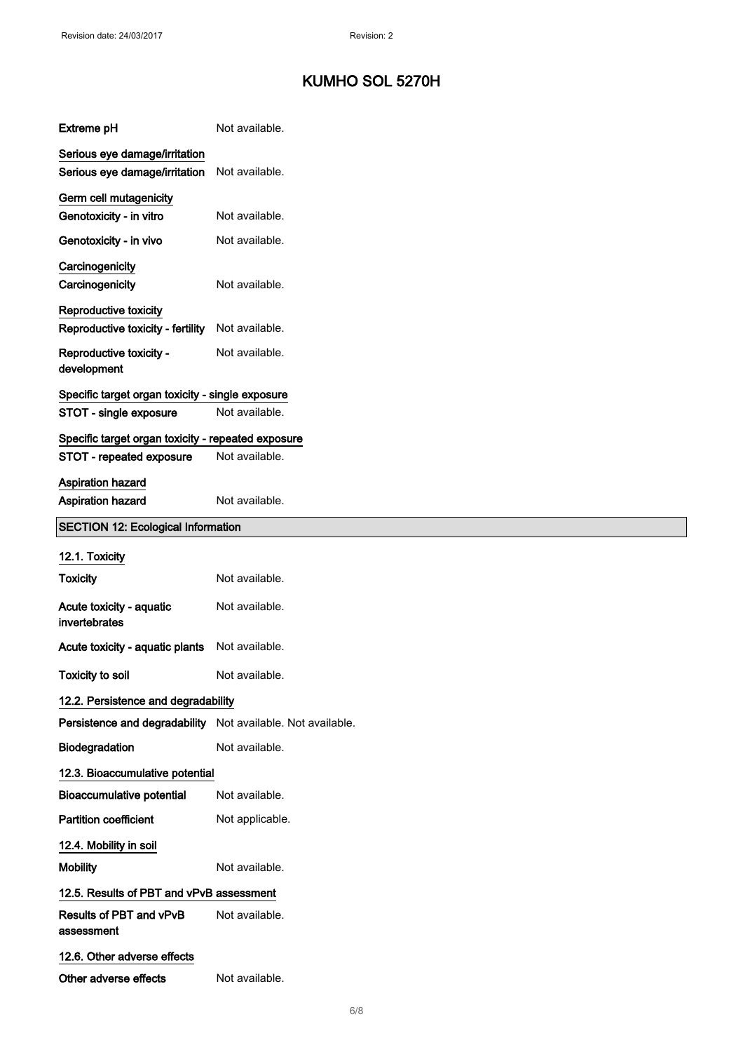**Extreme pH** Not available.

Serious eye damage/irritation

**Serious eye damage/irritation** Not available.

Germ cell mutagenicity

**Genotoxicity - in vitro** Not available.

**Genotoxicity - in vivo** Not available.

Carcinogenicity

**Carcinogenicity** Not available.

Reproductive toxicity

**Reproductive toxicity - fertility** Not available.

**Reproductive toxicity - development** Not available.

Specific target organ toxicity - single exposure

**STOT - single exposure** Not available.

Specific target organ toxicity - repeated exposure

**STOT - repeated exposure** Not available.

Aspiration hazard

**Aspiration hazard** Not available.

## SECTION 12: Ecological Information

### 12.1. Toxicity

**Toxicity** Not available.

**Acute toxicity - aquatic invertebrates** Not available.

**Acute toxicity - aquatic plants** Not available.

**Toxicity to soil** Not available.

### 12.2. Persistence and degradability

**Persistence and degradability** Not available. Not available.

**Biodegradation** Not available.

### 12.3. Bioaccumulative potential

**Bioaccumulative potential** Not available.

**Partition coefficient** Not applicable.

### 12.4. Mobility in soil

**Mobility** Not available.

### 12.5. Results of PBT and vPvB assessment

**Results of PBT and vPvB assessment** Not available.

### 12.6. Other adverse effects

**Other adverse effects** Not available.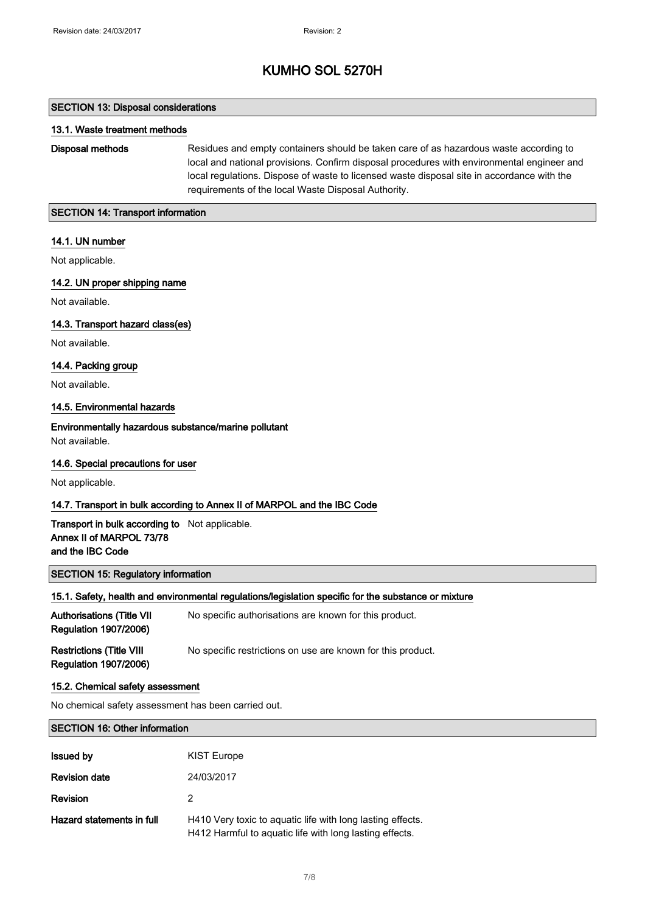# KUMHO SOL 5270H

## SECTION 13: Disposal considerations

### 13.1. Waste treatment methods

**Disposal methods** Residues and empty containers should be taken care of as hazardous waste according to local and national provisions. Confirm disposal procedures with environmental engineer and local regulations. Dispose of waste to licensed waste disposal site in accordance with the requirements of the local Waste Disposal Authority.

## SECTION 14: Transport information

### 14.1. UN number

Not applicable.

### 14.2. UN proper shipping name

Not available.

### 14.3. Transport hazard class(es)

Not available.

### 14.4. Packing group

Not available.

### 14.5. Environmental hazards

**Environmentally hazardous substance/marine pollutant**

Not available.

### 14.6. Special precautions for user

Not applicable.

### 14.7. Transport in bulk according to Annex II of MARPOL and the IBC Code

**Transport in bulk according to Annex II of MARPOL 73/78 and the IBC Code** Not applicable.

## SECTION 15: Regulatory information

### 15.1. Safety, health and environmental regulations/legislation specific for the substance or mixture

**Authorisations (Title VII Regulation 1907/2006)** No specific authorisations are known for this product.

**Restrictions (Title VIII Regulation 1907/2006)** No specific restrictions on use are known for this product.

### 15.2. Chemical safety assessment

No chemical safety assessment has been carried out.

## SECTION 16: Other information

| | |
|---|---|
| **Issued by** | KIST Europe |
| **Revision date** | 24/03/2017 |
| **Revision** | 2 |
| **Hazard statements in full** | H410 Very toxic to aquatic life with long lasting effects.<br>H412 Harmful to aquatic life with long lasting effects. |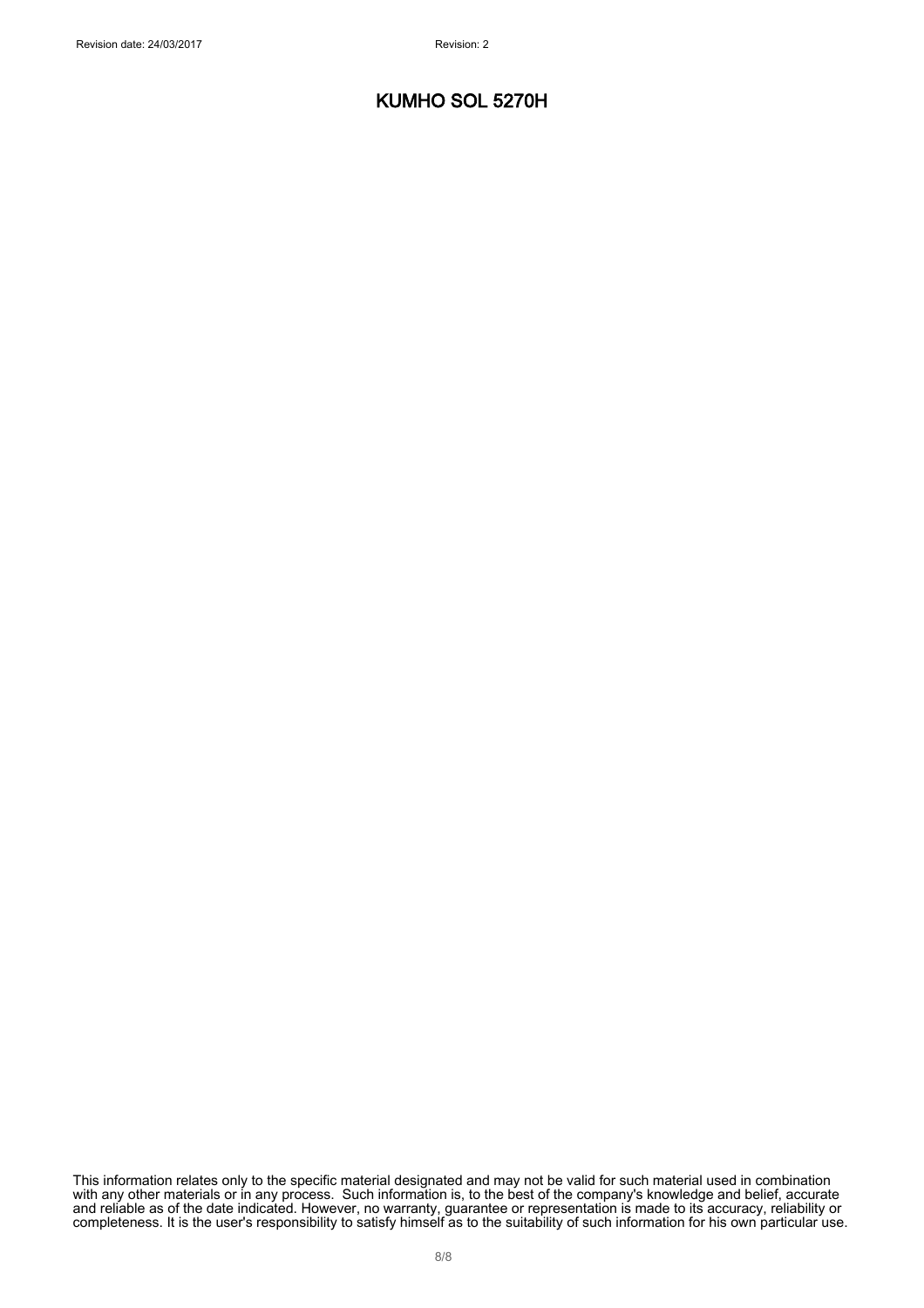This information relates only to the specific material designated and may not be valid for such material used in combination with any other materials or in any process. Such information is, to the best of the company's knowledge and belief, accurate and reliable as of the date indicated. However, no warranty, guarantee or representation is made to its accuracy, reliability or completeness. It is the user's responsibility to satisfy himself as to the suitability of such information for his own particular use.